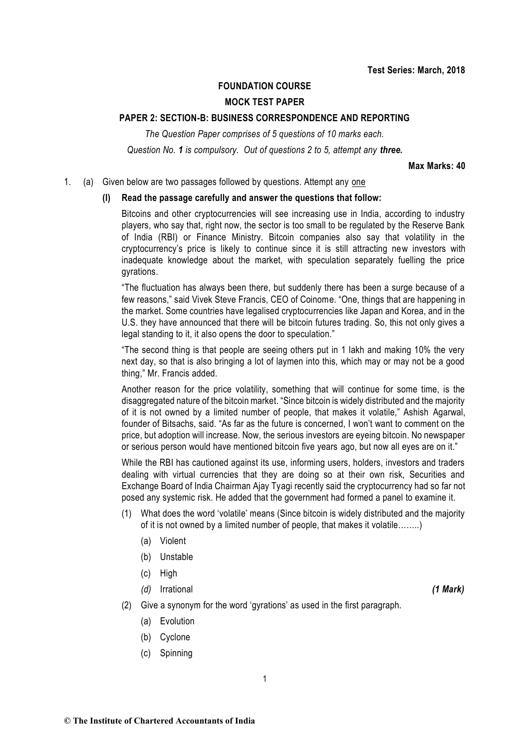**Test Series: March, 2018**

**FOUNDATION COURSE**

**MOCK TEST PAPER**

**PAPER 2: SECTION-B: BUSINESS CORRESPONDENCE AND REPORTING**

*The Question Paper comprises of 5 questions of 10 marks each.*

*Question No. **1** is compulsory. Out of questions 2 to 5, attempt any **three.***

**Max Marks: 40**

1. (a) Given below are two passages followed by questions. Attempt any one

**(I) Read the passage carefully and answer the questions that follow:**

Bitcoins and other cryptocurrencies will see increasing use in India, according to industry players, who say that, right now, the sector is too small to be regulated by the Reserve Bank of India (RBI) or Finance Ministry. Bitcoin companies also say that volatility in the cryptocurrency's price is likely to continue since it is still attracting new investors with inadequate knowledge about the market, with speculation separately fuelling the price gyrations.

"The fluctuation has always been there, but suddenly there has been a surge because of a few reasons," said Vivek Steve Francis, CEO of Coinome. "One, things that are happening in the market. Some countries have legalised cryptocurrencies like Japan and Korea, and in the U.S. they have announced that there will be bitcoin futures trading. So, this not only gives a legal standing to it, it also opens the door to speculation."

"The second thing is that people are seeing others put in 1 lakh and making 10% the very next day, so that is also bringing a lot of laymen into this, which may or may not be a good thing," Mr. Francis added.

Another reason for the price volatility, something that will continue for some time, is the disaggregated nature of the bitcoin market. "Since bitcoin is widely distributed and the majority of it is not owned by a limited number of people, that makes it volatile," Ashish Agarwal, founder of Bitsachs, said. "As far as the future is concerned, I won't want to comment on the price, but adoption will increase. Now, the serious investors are eyeing bitcoin. No newspaper or serious person would have mentioned bitcoin five years ago, but now all eyes are on it."

While the RBI has cautioned against its use, informing users, holders, investors and traders dealing with virtual currencies that they are doing so at their own risk, Securities and Exchange Board of India Chairman Ajay Tyagi recently said the cryptocurrency had so far not posed any systemic risk. He added that the government had formed a panel to examine it.

(1) What does the word 'volatile' means (Since bitcoin is widely distributed and the majority of it is not owned by a limited number of people, that makes it volatile……..)

(a) Violent

(b) Unstable

(c) High

*(d)* Irrational ***(1 Mark)***

(2) Give a synonym for the word 'gyrations' as used in the first paragraph.

(a) Evolution

(b) Cyclone

(c) Spinning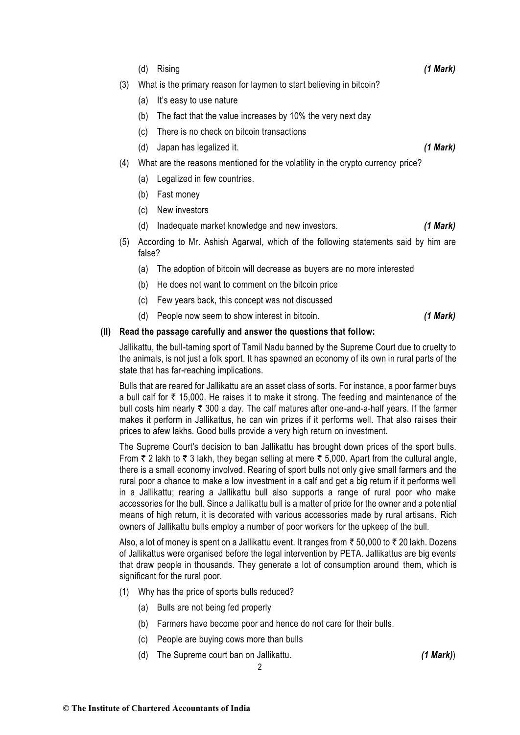(d) Rising *(1 Mark)*

(3) What is the primary reason for laymen to start believing in bitcoin?

(a) It's easy to use nature

(b) The fact that the value increases by 10% the very next day

(c) There is no check on bitcoin transactions

(d) Japan has legalized it. *(1 Mark)*

(4) What are the reasons mentioned for the volatility in the crypto currency price?

(a) Legalized in few countries.

(b) Fast money

(c) New investors

(d) Inadequate market knowledge and new investors. *(1 Mark)*

(5) According to Mr. Ashish Agarwal, which of the following statements said by him are false?

(a) The adoption of bitcoin will decrease as buyers are no more interested

(b) He does not want to comment on the bitcoin price

(c) Few years back, this concept was not discussed

(d) People now seem to show interest in bitcoin. *(1 Mark)*

**(II) Read the passage carefully and answer the questions that follow:**

Jallikattu, the bull-taming sport of Tamil Nadu banned by the Supreme Court due to cruelty to the animals, is not just a folk sport. It has spawned an economy of its own in rural parts of the state that has far-reaching implications.

Bulls that are reared for Jallikattu are an asset class of sorts. For instance, a poor farmer buys a bull calf for ₹ 15,000. He raises it to make it strong. The feeding and maintenance of the bull costs him nearly ₹ 300 a day. The calf matures after one-and-a-half years. If the farmer makes it perform in Jallikattus, he can win prizes if it performs well. That also raises their prices to afew lakhs. Good bulls provide a very high return on investment.

The Supreme Court's decision to ban Jallikattu has brought down prices of the sport bulls. From ₹ 2 lakh to ₹ 3 lakh, they began selling at mere ₹ 5,000. Apart from the cultural angle, there is a small economy involved. Rearing of sport bulls not only give small farmers and the rural poor a chance to make a low investment in a calf and get a big return if it performs well in a Jallikattu; rearing a Jallikattu bull also supports a range of rural poor who make accessories for the bull. Since a Jallikattu bull is a matter of pride for the owner and a potential means of high return, it is decorated with various accessories made by rural artisans. Rich owners of Jallikattu bulls employ a number of poor workers for the upkeep of the bull.

Also, a lot of money is spent on a Jallikattu event. It ranges from ₹ 50,000 to ₹ 20 lakh. Dozens of Jallikattus were organised before the legal intervention by PETA. Jallikattus are big events that draw people in thousands. They generate a lot of consumption around them, which is significant for the rural poor.

(1) Why has the price of sports bulls reduced?

(a) Bulls are not being fed properly

(b) Farmers have become poor and hence do not care for their bulls.

(c) People are buying cows more than bulls

(d) The Supreme court ban on Jallikattu. *(1 Mark)*)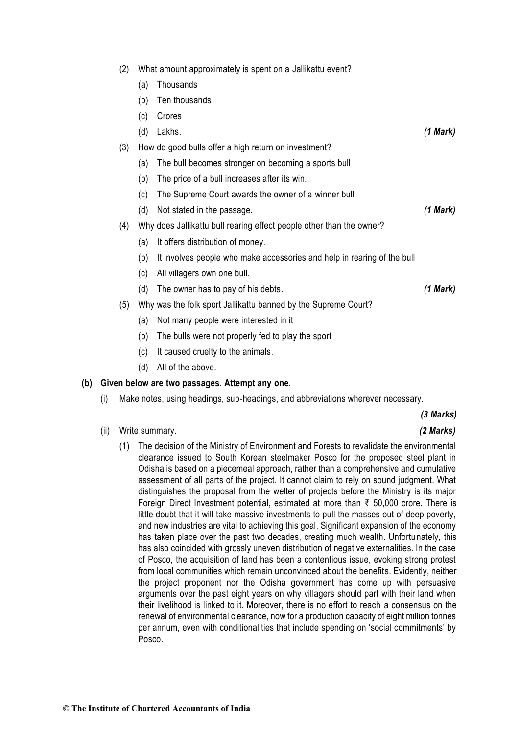(2) What amount approximately is spent on a Jallikattu event?

(a) Thousands

(b) Ten thousands

(c) Crores

(d) Lakhs. ***(1 Mark)***

(3) How do good bulls offer a high return on investment?

(a) The bull becomes stronger on becoming a sports bull

(b) The price of a bull increases after its win.

(c) The Supreme Court awards the owner of a winner bull

(d) Not stated in the passage. ***(1 Mark)***

(4) Why does Jallikattu bull rearing effect people other than the owner?

(a) It offers distribution of money.

(b) It involves people who make accessories and help in rearing of the bull

(c) All villagers own one bull.

(d) The owner has to pay of his debts. ***(1 Mark)***

(5) Why was the folk sport Jallikattu banned by the Supreme Court?

(a) Not many people were interested in it

(b) The bulls were not properly fed to play the sport

(c) It caused cruelty to the animals.

(d) All of the above.

**(b) Given below are two passages. Attempt any <u>one.</u>**

(i) Make notes, using headings, sub-headings, and abbreviations wherever necessary. ***(3 Marks)***

(ii) Write summary. ***(2 Marks)***

(1) The decision of the Ministry of Environment and Forests to revalidate the environmental clearance issued to South Korean steelmaker Posco for the proposed steel plant in Odisha is based on a piecemeal approach, rather than a comprehensive and cumulative assessment of all parts of the project. It cannot claim to rely on sound judgment. What distinguishes the proposal from the welter of projects before the Ministry is its major Foreign Direct Investment potential, estimated at more than ₹ 50,000 crore. There is little doubt that it will take massive investments to pull the masses out of deep poverty, and new industries are vital to achieving this goal. Significant expansion of the economy has taken place over the past two decades, creating much wealth. Unfortunately, this has also coincided with grossly uneven distribution of negative externalities. In the case of Posco, the acquisition of land has been a contentious issue, evoking strong protest from local communities which remain unconvinced about the benefits. Evidently, neither the project proponent nor the Odisha government has come up with persuasive arguments over the past eight years on why villagers should part with their land when their livelihood is linked to it. Moreover, there is no effort to reach a consensus on the renewal of environmental clearance, now for a production capacity of eight million tonnes per annum, even with conditionalities that include spending on 'social commitments' by Posco.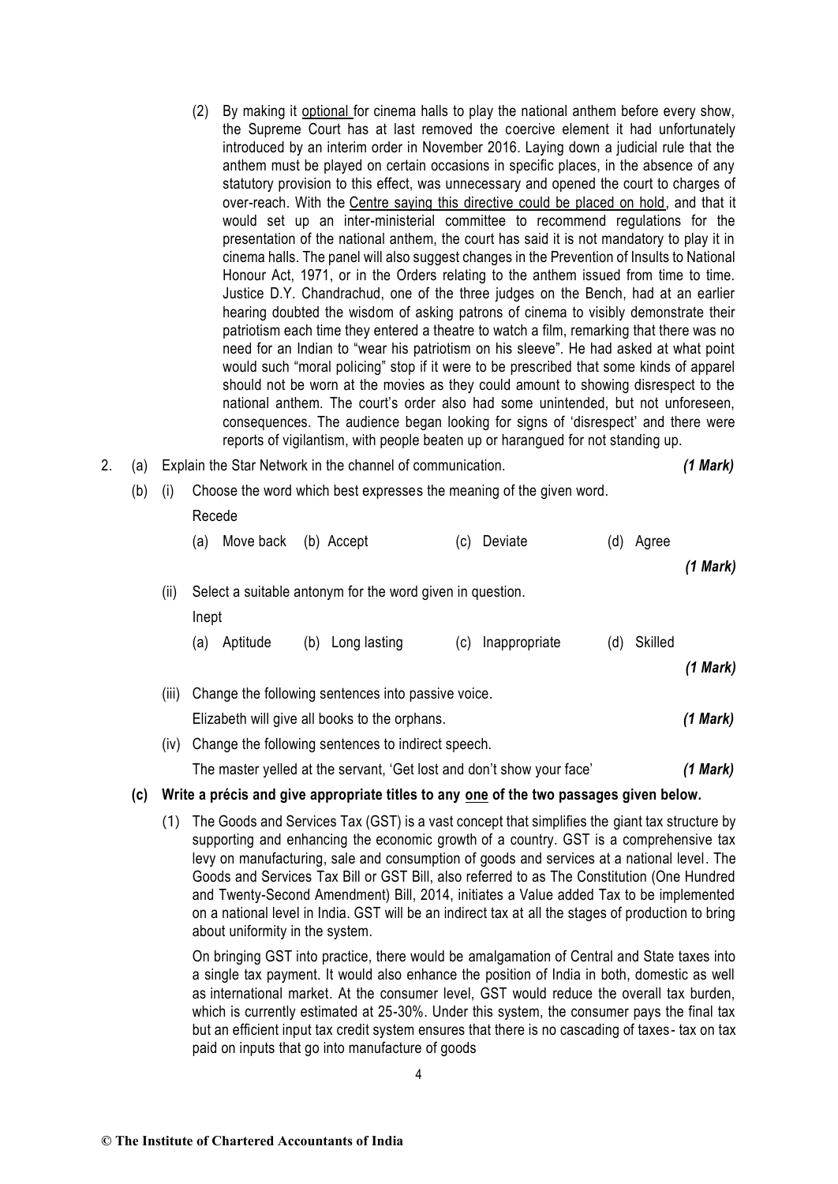(2) By making it <u>optional</u> for cinema halls to play the national anthem before every show, the Supreme Court has at last removed the coercive element it had unfortunately introduced by an interim order in November 2016. Laying down a judicial rule that the anthem must be played on certain occasions in specific places, in the absence of any statutory provision to this effect, was unnecessary and opened the court to charges of over-reach. With the <u>Centre saying this directive could be placed on hold</u>, and that it would set up an inter-ministerial committee to recommend regulations for the presentation of the national anthem, the court has said it is not mandatory to play it in cinema halls. The panel will also suggest changes in the Prevention of Insults to National Honour Act, 1971, or in the Orders relating to the anthem issued from time to time. Justice D.Y. Chandrachud, one of the three judges on the Bench, had at an earlier hearing doubted the wisdom of asking patrons of cinema to visibly demonstrate their patriotism each time they entered a theatre to watch a film, remarking that there was no need for an Indian to "wear his patriotism on his sleeve". He had asked at what point would such "moral policing" stop if it were to be prescribed that some kinds of apparel should not be worn at the movies as they could amount to showing disrespect to the national anthem. The court's order also had some unintended, but not unforeseen, consequences. The audience began looking for signs of 'disrespect' and there were reports of vigilantism, with people beaten up or harangued for not standing up.

2. (a) Explain the Star Network in the channel of communication. ***(1 Mark)***

(b) (i) Choose the word which best expresses the meaning of the given word.

Recede

(a) Move back (b) Accept (c) Deviate (d) Agree ***(1 Mark)***

(ii) Select a suitable antonym for the word given in question.

Inept

(a) Aptitude (b) Long lasting (c) Inappropriate (d) Skilled ***(1 Mark)***

(iii) Change the following sentences into passive voice.

Elizabeth will give all books to the orphans. ***(1 Mark)***

(iv) Change the following sentences to indirect speech.

The master yelled at the servant, 'Get lost and don't show your face' ***(1 Mark)***

**(c) Write a précis and give appropriate titles to any <u>one</u> of the two passages given below.**

(1) The Goods and Services Tax (GST) is a vast concept that simplifies the giant tax structure by supporting and enhancing the economic growth of a country. GST is a comprehensive tax levy on manufacturing, sale and consumption of goods and services at a national level. The Goods and Services Tax Bill or GST Bill, also referred to as The Constitution (One Hundred and Twenty-Second Amendment) Bill, 2014, initiates a Value added Tax to be implemented on a national level in India. GST will be an indirect tax at all the stages of production to bring about uniformity in the system.

On bringing GST into practice, there would be amalgamation of Central and State taxes into a single tax payment. It would also enhance the position of India in both, domestic as well as international market. At the consumer level, GST would reduce the overall tax burden, which is currently estimated at 25-30%. Under this system, the consumer pays the final tax but an efficient input tax credit system ensures that there is no cascading of taxes- tax on tax paid on inputs that go into manufacture of goods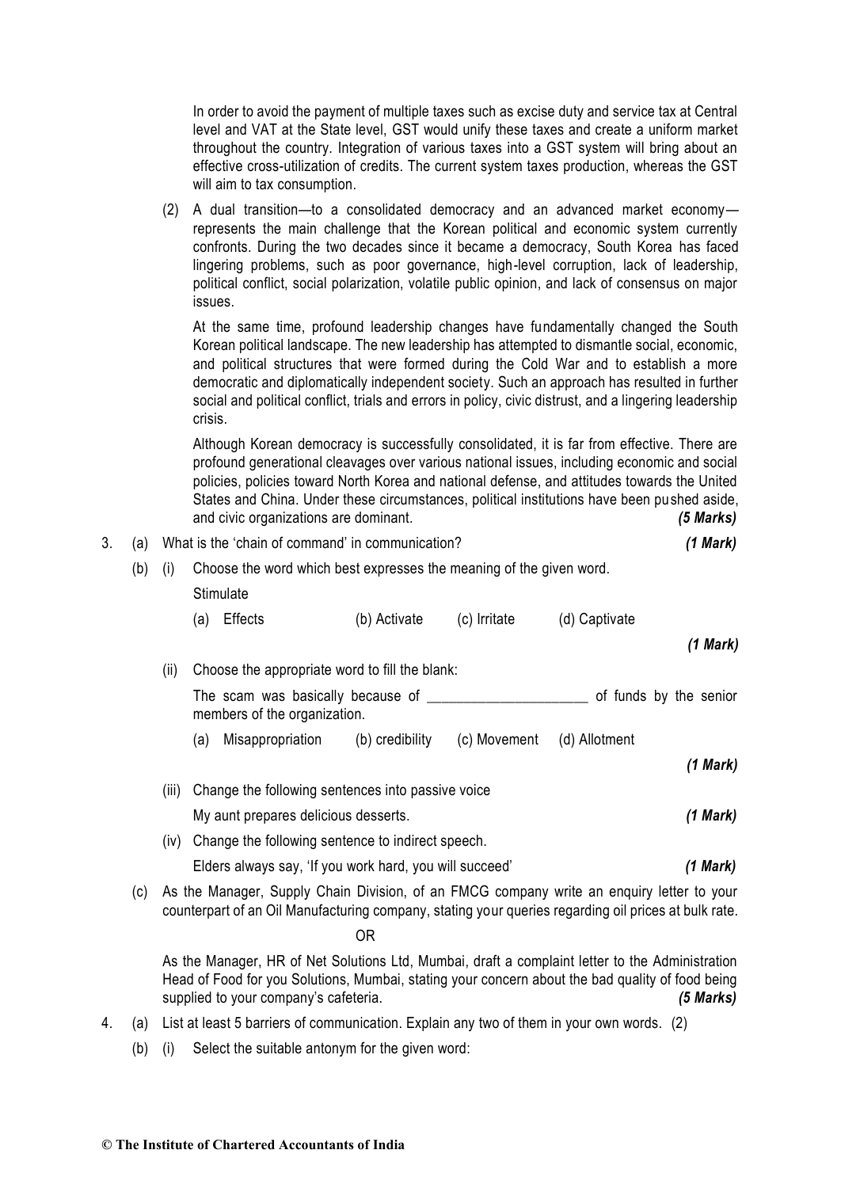In order to avoid the payment of multiple taxes such as excise duty and service tax at Central level and VAT at the State level, GST would unify these taxes and create a uniform market throughout the country. Integration of various taxes into a GST system will bring about an effective cross-utilization of credits. The current system taxes production, whereas the GST will aim to tax consumption.

(2) A dual transition—to a consolidated democracy and an advanced market economy—represents the main challenge that the Korean political and economic system currently confronts. During the two decades since it became a democracy, South Korea has faced lingering problems, such as poor governance, high-level corruption, lack of leadership, political conflict, social polarization, volatile public opinion, and lack of consensus on major issues.

At the same time, profound leadership changes have fundamentally changed the South Korean political landscape. The new leadership has attempted to dismantle social, economic, and political structures that were formed during the Cold War and to establish a more democratic and diplomatically independent society. Such an approach has resulted in further social and political conflict, trials and errors in policy, civic distrust, and a lingering leadership crisis.

Although Korean democracy is successfully consolidated, it is far from effective. There are profound generational cleavages over various national issues, including economic and social policies, policies toward North Korea and national defense, and attitudes towards the United States and China. Under these circumstances, political institutions have been pushed aside, and civic organizations are dominant. ***(5 Marks)***

3. (a) What is the 'chain of command' in communication? ***(1 Mark)***

(b) (i) Choose the word which best expresses the meaning of the given word.

Stimulate

(a) Effects (b) Activate (c) Irritate (d) Captivate ***(1 Mark)***

(ii) Choose the appropriate word to fill the blank:

The scam was basically because of _____________________ of funds by the senior members of the organization.

(a) Misappropriation (b) credibility (c) Movement (d) Allotment ***(1 Mark)***

(iii) Change the following sentences into passive voice

My aunt prepares delicious desserts. ***(1 Mark)***

(iv) Change the following sentence to indirect speech.

Elders always say, 'If you work hard, you will succeed' ***(1 Mark)***

(c) As the Manager, Supply Chain Division, of an FMCG company write an enquiry letter to your counterpart of an Oil Manufacturing company, stating your queries regarding oil prices at bulk rate.

OR

As the Manager, HR of Net Solutions Ltd, Mumbai, draft a complaint letter to the Administration Head of Food for you Solutions, Mumbai, stating your concern about the bad quality of food being supplied to your company's cafeteria. ***(5 Marks)***

4. (a) List at least 5 barriers of communication. Explain any two of them in your own words. (2)

(b) (i) Select the suitable antonym for the given word: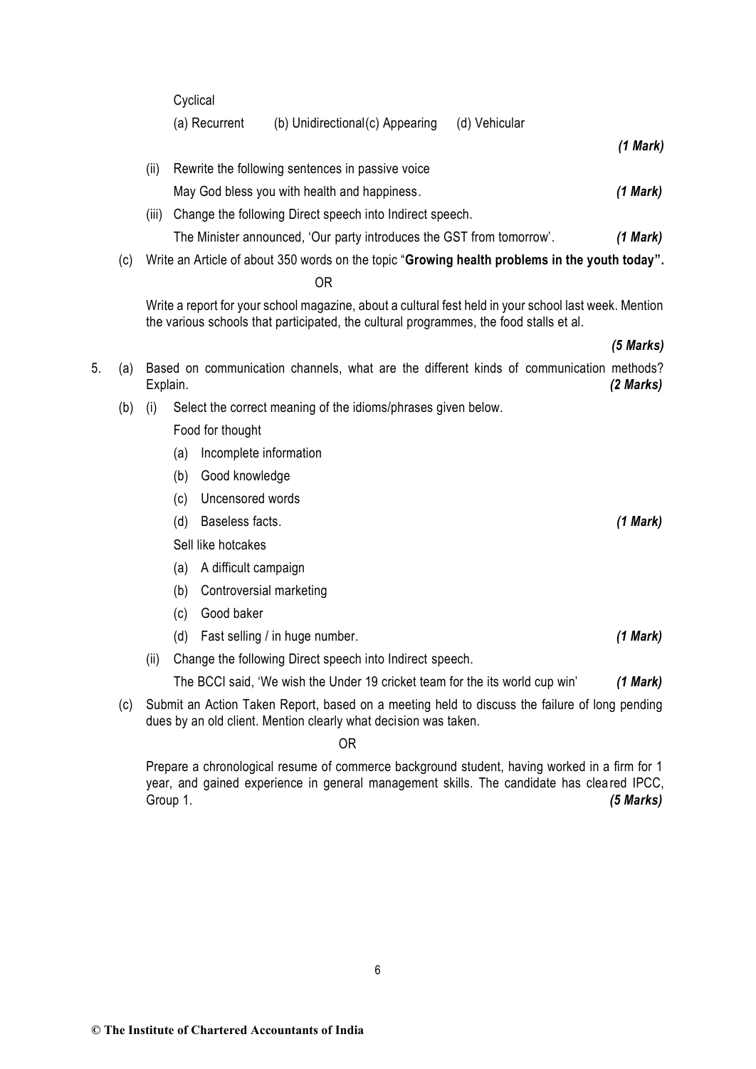Cyclical

(a) Recurrent (b) Unidirectional (c) Appearing (d) Vehicular

*(1 Mark)*

(ii) Rewrite the following sentences in passive voice

May God bless you with health and happiness. *(1 Mark)*

(iii) Change the following Direct speech into Indirect speech.

The Minister announced, 'Our party introduces the GST from tomorrow'. *(1 Mark)*

(c) Write an Article of about 350 words on the topic "**Growing health problems in the youth today".**

OR

Write a report for your school magazine, about a cultural fest held in your school last week. Mention the various schools that participated, the cultural programmes, the food stalls et al.

*(5 Marks)*

5. (a) Based on communication channels, what are the different kinds of communication methods? Explain. *(2 Marks)*

(b) (i) Select the correct meaning of the idioms/phrases given below.

Food for thought

(a) Incomplete information

(b) Good knowledge

(c) Uncensored words

(d) Baseless facts. *(1 Mark)*

Sell like hotcakes

(a) A difficult campaign

(b) Controversial marketing

(c) Good baker

(d) Fast selling / in huge number. *(1 Mark)*

(ii) Change the following Direct speech into Indirect speech.

The BCCI said, 'We wish the Under 19 cricket team for the its world cup win' *(1 Mark)*

(c) Submit an Action Taken Report, based on a meeting held to discuss the failure of long pending dues by an old client. Mention clearly what decision was taken.

OR

Prepare a chronological resume of commerce background student, having worked in a firm for 1 year, and gained experience in general management skills. The candidate has cleared IPCC, Group 1. *(5 Marks)*

**© The Institute of Chartered Accountants of India**